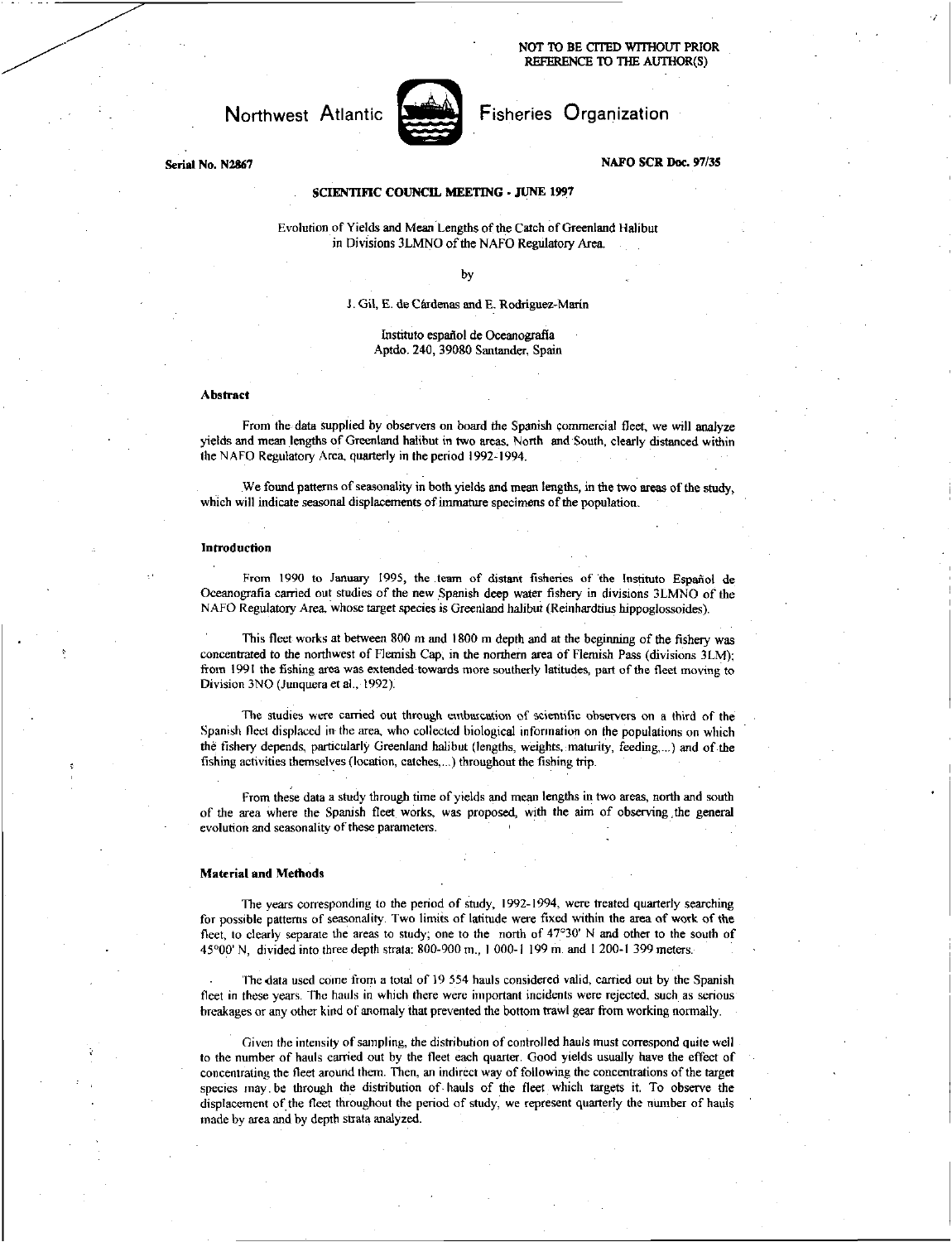NOT TO BE CITED WITHOUT PRIOR REFERENCE TO THE AUTHOR(S)

# Northwest Atlantic Fisheries Organization

Serial No. N2867 NAFO SCR Doc. 97/35

**SCIENTIFIC COUNCIL MEETING - JUNE 1997**

Evolution of Yields and Mean Lengths of the Catch of Greenland Halibut in Divisions 3LMNO of the NAFO Regulatory Area.

by

J. Gil, E. de Cárdenas and E. Rodriguez-Marín

Instituto español de Oceanografía
Aptdo. 240, 39080 Santander, Spain

## Abstract

From the data supplied by observers on board the Spanish commercial fleet, we will analyze yields and mean lengths of Greenland halibut in two areas, North and South, clearly distanced within the NAFO Regulatory Area, quarterly in the period 1992-1994.

We found patterns of seasonality in both yields and mean lengths, in the two areas of the study, which will indicate seasonal displacements of immature specimens of the population.

## Introduction

From 1990 to January 1995, the team of distant fisheries of the Instituto Español de Oceanografía carried out studies of the new Spanish deep water fishery in divisions 3LMNO of the NAFO Regulatory Area, whose target species is Greenland halibut (Reinhardtius hippoglossoides).

This fleet works at between 800 m and 1800 m depth and at the beginning of the fishery was concentrated to the northwest of Flemish Cap, in the northern area of Flemish Pass (divisions 3LM); from 1991 the fishing area was extended towards more southerly latitudes, part of the fleet moving to Division 3NO (Junquera et al., 1992).

The studies were carried out through embarcation of scientific observers on a third of the Spanish fleet displaced in the area, who collected biological information on the populations on which the fishery depends, particularly Greenland halibut (lengths, weights, maturity, feeding,...) and of the fishing activities themselves (location, catches,...) throughout the fishing trip.

From these data a study through time of yields and mean lengths in two areas, north and south of the area where the Spanish fleet works, was proposed, with the aim of observing the general evolution and seasonality of these parameters.

## Material and Methods

The years corresponding to the period of study, 1992-1994, were treated quarterly searching for possible patterns of seasonality. Two limits of latitude were fixed within the area of work of the fleet, to clearly separate the areas to study; one to the north of 47°30' N and other to the south of 45°00' N, divided into three depth strata: 800-900 m., 1 000-1 199 m. and 1 200-1 399 meters.

The data used come from a total of 19 554 hauls considered valid, carried out by the Spanish fleet in these years. The hauls in which there were important incidents were rejected, such as serious breakages or any other kind of anomaly that prevented the bottom trawl gear from working normally.

Given the intensity of sampling, the distribution of controlled hauls must correspond quite well to the number of hauls carried out by the fleet each quarter. Good yields usually have the effect of concentrating the fleet around them. Then, an indirect way of following the concentrations of the target species may be through the distribution of hauls of the fleet which targets it. To observe the displacement of the fleet throughout the period of study, we represent quarterly the number of hauls made by area and by depth strata analyzed.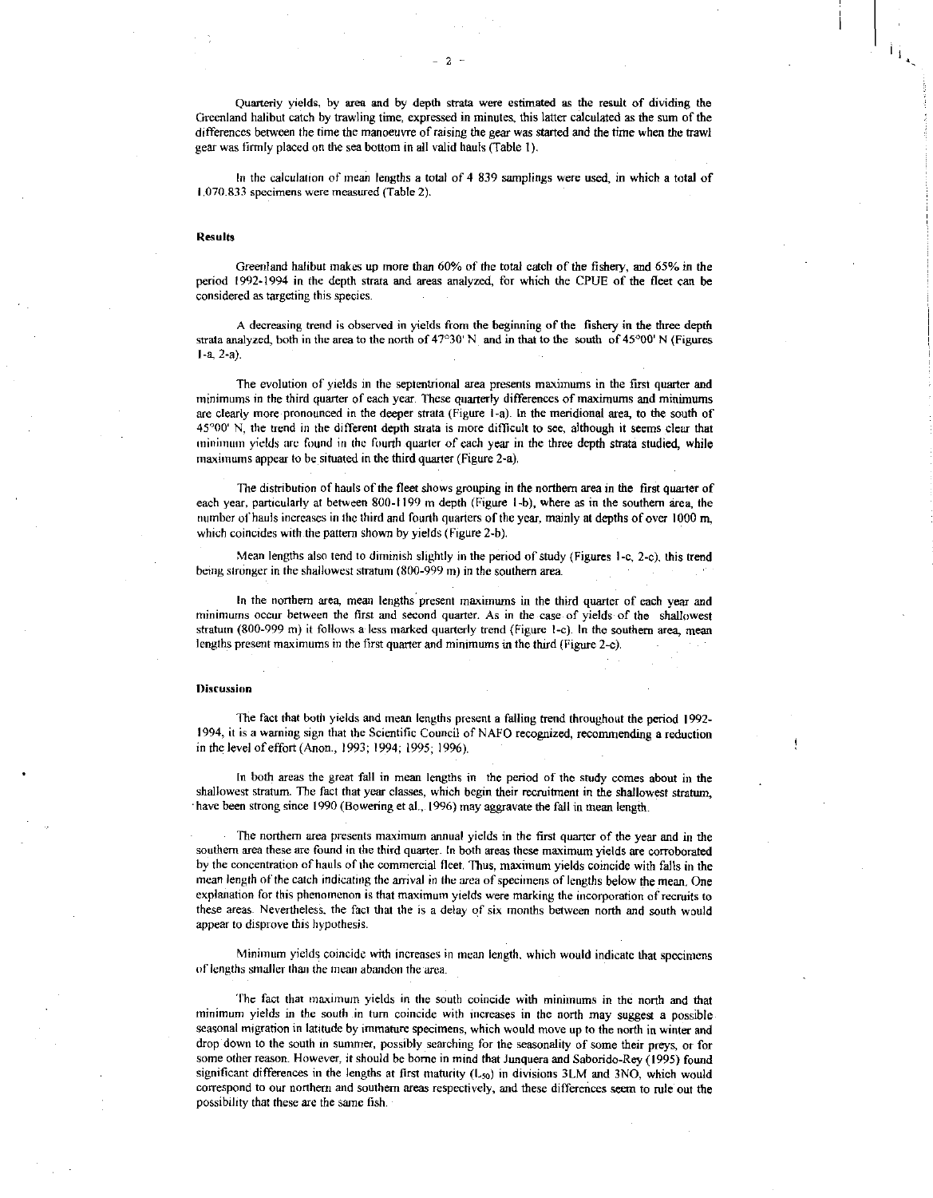Quarterly yields, by area and by depth strata were estimated as the result of dividing the Greenland halibut catch by trawling time, expressed in minutes, this latter calculated as the sum of the differences between the time the manoeuvre of raising the gear was started and the time when the trawl gear was firmly placed on the sea bottom in all valid hauls (Table 1).

In the calculation of mean lengths a total of 4 839 samplings were used, in which a total of 1.070.833 specimens were measured (Table 2).

## Results

Greenland halibut makes up more than 60% of the total catch of the fishery, and 65% in the period 1992-1994 in the depth strata and areas analyzed, for which the CPUE of the fleet can be considered as targeting this species.

A decreasing trend is observed in yields from the beginning of the fishery in the three depth strata analyzed, both in the area to the north of 47°30' N and in that to the south of 45°00' N (Figures 1-a, 2-a).

The evolution of yields in the septentrional area presents maximums in the first quarter and minimums in the third quarter of each year. These quarterly differences of maximums and minimums are clearly more pronounced in the deeper strata (Figure 1-a). In the meridional area, to the south of 45°00' N, the trend in the different depth strata is more difficult to see, although it seems clear that minimum yields are found in the fourth quarter of each year in the three depth strata studied, while maximums appear to be situated in the third quarter (Figure 2-a).

The distribution of hauls of the fleet shows grouping in the northern area in the first quarter of each year, particularly at between 800-1199 m depth (Figure 1-b), where as in the southern area, the number of hauls increases in the third and fourth quarters of the year, mainly at depths of over 1000 m, which coincides with the pattern shown by yields (Figure 2-b).

Mean lengths also tend to diminish slightly in the period of study (Figures 1-c, 2-c), this trend being stronger in the shallowest stratum (800-999 m) in the southern area.

In the northern area, mean lengths present maximums in the third quarter of each year and minimums occur between the first and second quarter. As in the case of yields of the shallowest stratum (800-999 m) it follows a less marked quarterly trend (Figure 1-c). In the southern area, mean lengths present maximums in the first quarter and minimums in the third (Figure 2-c).

## Discussion

The fact that both yields and mean lengths present a falling trend throughout the period 1992-1994, it is a warning sign that the Scientific Council of NAFO recognized, recommending a reduction in the level of effort (Anon., 1993; 1994; 1995; 1996).

In both areas the great fall in mean lengths in the period of the study comes about in the shallowest stratum. The fact that year classes, which begin their recruitment in the shallowest stratum, have been strong since 1990 (Bowering et al., 1996) may aggravate the fall in mean length.

The northern area presents maximum annual yields in the first quarter of the year and in the southern area these are found in the third quarter. In both areas these maximum yields are corroborated by the concentration of hauls of the commercial fleet. Thus, maximum yields coincide with falls in the mean length of the catch indicating the arrival in the area of specimens of lengths below the mean. One explanation for this phenomenon is that maximum yields were marking the incorporation of recruits to these areas. Nevertheless, the fact that the is a delay of six months between north and south would appear to disprove this hypothesis.

Minimum yields coincide with increases in mean length, which would indicate that specimens of lengths smaller than the mean abandon the area.

The fact that maximum yields in the south coincide with minimums in the north and that minimum yields in the south in turn coincide with increases in the north may suggest a possible seasonal migration in latitude by immature specimens, which would move up to the north in winter and drop down to the south in summer, possibly searching for the seasonality of some their preys, or for some other reason. However, it should be borne in mind that Junquera and Saborido-Rey (1995) found significant differences in the lengths at first maturity ($L_{50}$) in divisions 3LM and 3NO, which would correspond to our northern and southern areas respectively, and these differences seem to rule out the possibility that these are the same fish.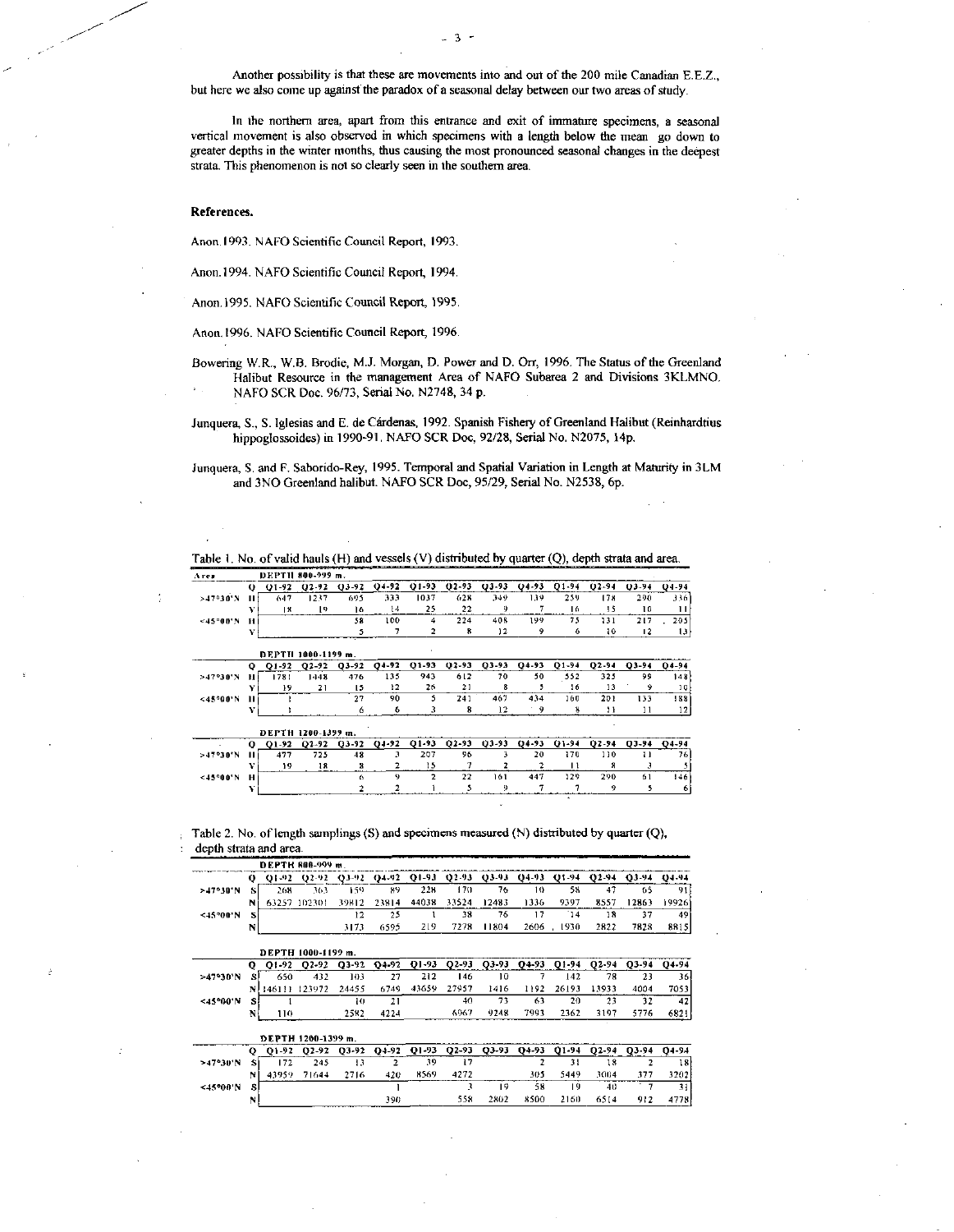Another possibility is that these are movements into and out of the 200 mile Canadian E.E.Z., but here we also come up against the paradox of a seasonal delay between our two areas of study.

In the northern area, apart from this entrance and exit of immature specimens, a seasonal vertical movement is also observed in which specimens with a length below the mean go down to greater depths in the winter months, thus causing the most pronounced seasonal changes in the deepest strata. This phenomenon is not so clearly seen in the southern area.

## References.

Anon.1993. NAFO Scientific Council Report, 1993.

Anon.1994. NAFO Scientific Council Report, 1994.

Anon.1995. NAFO Scientific Council Report, 1995.

Anon.1996. NAFO Scientific Council Report, 1996.

Bowering W.R., W.B. Brodie, M.J. Morgan, D. Power and D. Orr, 1996. The Status of the Greenland Halibut Resource in the management Area of NAFO Subarea 2 and Divisions 3KLMNO. NAFO SCR Doc. 96/73, Serial No. N2748, 34 p.

Junquera, S., S. Iglesias and E. de Cárdenas, 1992. Spanish Fishery of Greenland Halibut (Reinhardtius hippoglossoides) in 1990-91. NAFO SCR Doc, 92/28, Serial No. N2075, 14p.

Junquera, S. and F. Saborido-Rey, 1995. Temporal and Spatial Variation in Length at Maturity in 3LM and 3NO Greenland halibut. NAFO SCR Doc, 95/29, Serial No. N2538, 6p.

Table 1. No. of valid hauls (H) and vessels (V) distributed by quarter (Q), depth strata and area.

| Area | | Q1-92 | Q2-92 | Q3-92 | Q4-92 | Q1-93 | Q2-93 | Q3-93 | Q4-93 | Q1-94 | Q2-94 | Q3-94 | Q4-94 |
|---|---|---|---|---|---|---|---|---|---|---|---|---|---|
| **DEPTH 800-999 m.** | | | | | | | | | | | | | |
| >47°30'N | H | 647 | 1247 | 695 | 333 | 1037 | 628 | 349 | 139 | 259 | 178 | 290 | 336 |
| | V | 18 | 19 | 16 | 14 | 25 | 22 | 9 | 7 | 16 | 15 | 10 | 11 |
| <45°00'N | H | | | 58 | 100 | 4 | 224 | 408 | 199 | 75 | 131 | 217 | 205 |
| | V | | | 5 | 7 | 2 | 8 | 12 | 9 | 6 | 16 | 12 | 13 |
| **DEPTH 1000-1199 m.** | | | | | | | | | | | | | |
| >47°30'N | H | 1781 | 1448 | 476 | 135 | 943 | 612 | 70 | 50 | 552 | 325 | 99 | 148 |
| | V | 19 | 21 | 15 | 12 | 26 | 21 | 8 | 5 | 16 | 13 | 9 | 10 |
| <45°00'N | H | 1 | | 27 | 90 | 5 | 241 | 467 | 434 | 160 | 201 | 133 | 188 |
| | V | 1 | | 6 | 6 | 3 | 8 | 12 | 9 | 8 | 11 | 11 | 12 |
| **DEPTH 1200-1399 m.** | | | | | | | | | | | | | |
| >47°30'N | H | 477 | 725 | 48 | 3 | 207 | 96 | 3 | 20 | 170 | 110 | 11 | 76 |
| | V | 19 | 18 | 8 | 2 | 15 | 7 | 2 | 2 | 11 | 8 | 3 | 5 |
| <45°00'N | H | | | 6 | 9 | 2 | 22 | 161 | 447 | 129 | 290 | 61 | 146 |
| | V | | | 2 | 2 | 1 | 5 | 9 | 7 | 7 | 9 | 5 | 6 |

Table 2. No. of length samplings (S) and specimens measured (N) distributed by quarter (Q), depth strata and area.

| Area | | Q1-92 | Q2-92 | Q3-92 | Q4-92 | Q1-93 | Q2-93 | Q3-93 | Q4-93 | Q1-94 | Q2-94 | Q3-94 | Q4-94 |
|---|---|---|---|---|---|---|---|---|---|---|---|---|---|
| **DEPTH 800-999 m.** | | | | | | | | | | | | | |
| >47°30'N | S | 268 | 363 | 159 | 89 | 228 | 170 | 76 | 10 | 58 | 47 | 65 | 91 |
| | N | 63257 | 102301 | 39812 | 23814 | 44038 | 33524 | 12483 | 1336 | 9397 | 8557 | 12863 | 19926 |
| <45°00'N | S | | | 12 | 25 | 1 | 38 | 76 | 17 | 14 | 18 | 37 | 49 |
| | N | | | 3173 | 6595 | 219 | 7278 | 11804 | 2606 | 1930 | 2822 | 7828 | 8815 |
| **DEPTH 1000-1199 m.** | | | | | | | | | | | | | |
| >47°30'N | S | 650 | 432 | 103 | 27 | 212 | 146 | 10 | 7 | 142 | 78 | 23 | 36 |
| | N | 146111 | 123972 | 24455 | 6749 | 43659 | 27957 | 1416 | 1192 | 26193 | 13933 | 4004 | 7053 |
| <45°00'N | S | 1 | | 10 | 21 | | 40 | 73 | 63 | 20 | 23 | 32 | 42 |
| | N | 110 | | 2582 | 4224 | | 6967 | 9248 | 7993 | 2362 | 3197 | 5776 | 6821 |
| **DEPTH 1200-1399 m.** | | | | | | | | | | | | | |
| >47°30'N | S | 172 | 245 | 13 | 2 | 39 | 17 | | 2 | 31 | 18 | 2 | 18 |
| | N | 43959 | 71644 | 2716 | 420 | 8569 | 4272 | | 305 | 5449 | 3004 | 377 | 3202 |
| <45°00'N | S | | | | 1 | | 3 | 19 | 58 | 19 | 40 | 7 | 31 |
| | N | | | | 390 | | 558 | 2802 | 8500 | 2160 | 6514 | 912 | 4778 |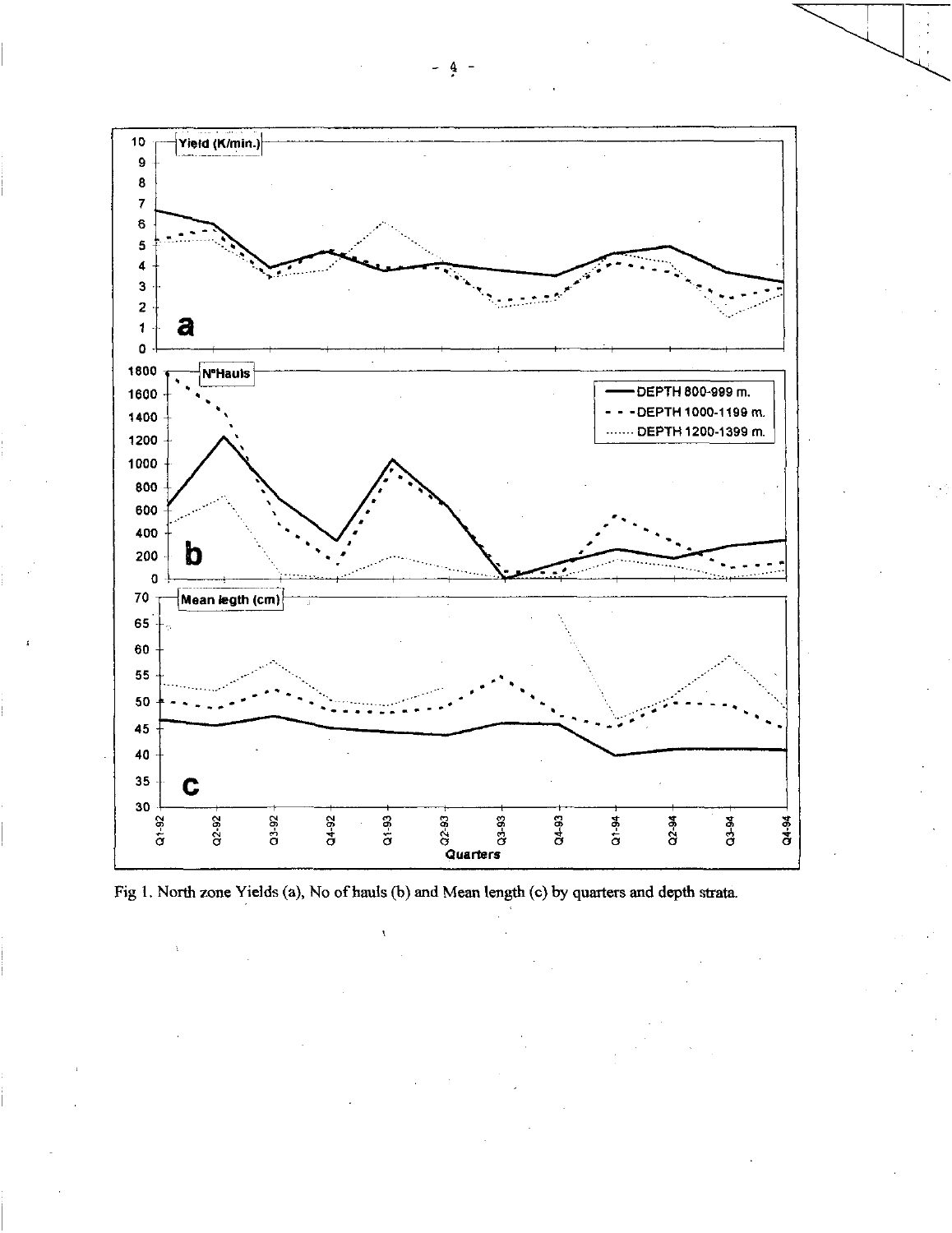Fig 1. North zone Yields (a), No of hauls (b) and Mean length (c) by quarters and depth strata.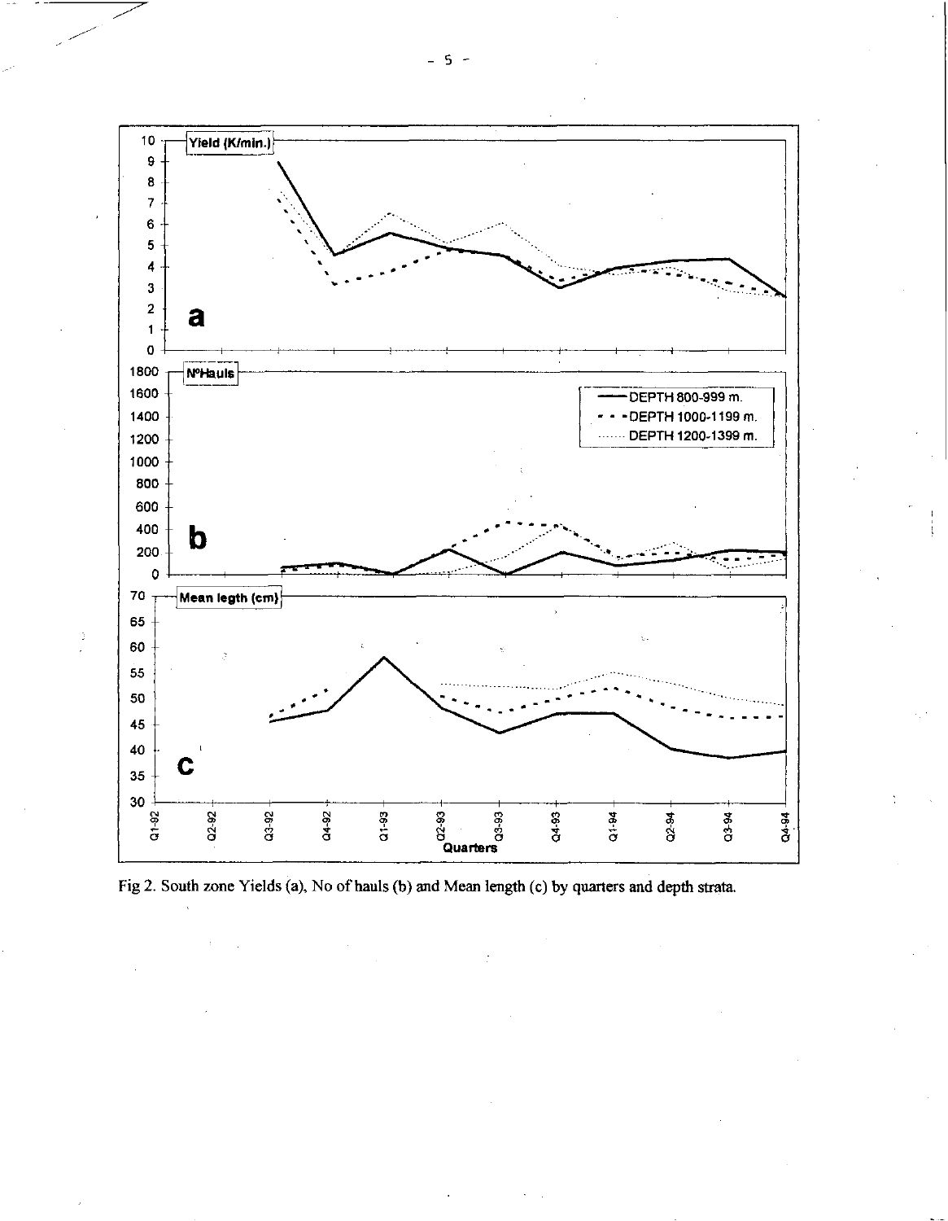Yield (K/min.)

10
9
8
7
6
5
4
3
2
1
0

a

NºHauls

1800
1600
1400
1200
1000
800
600
400
200
0

b

DEPTH 800-999 m.
DEPTH 1000-1199 m.
DEPTH 1200-1399 m.

Mean legth (cm)

70
65
60
55
50
45
40
35
30

c

Q1-92
Q2-92
Q3-92
Q4-92
Q1-93
Q2-93
Q3-93
Q4-93
Q1-94
Q2-94
Q3-94
Q4-94

Quarters

Fig 2. South zone Yields (a), No of hauls (b) and Mean length (c) by quarters and depth strata.